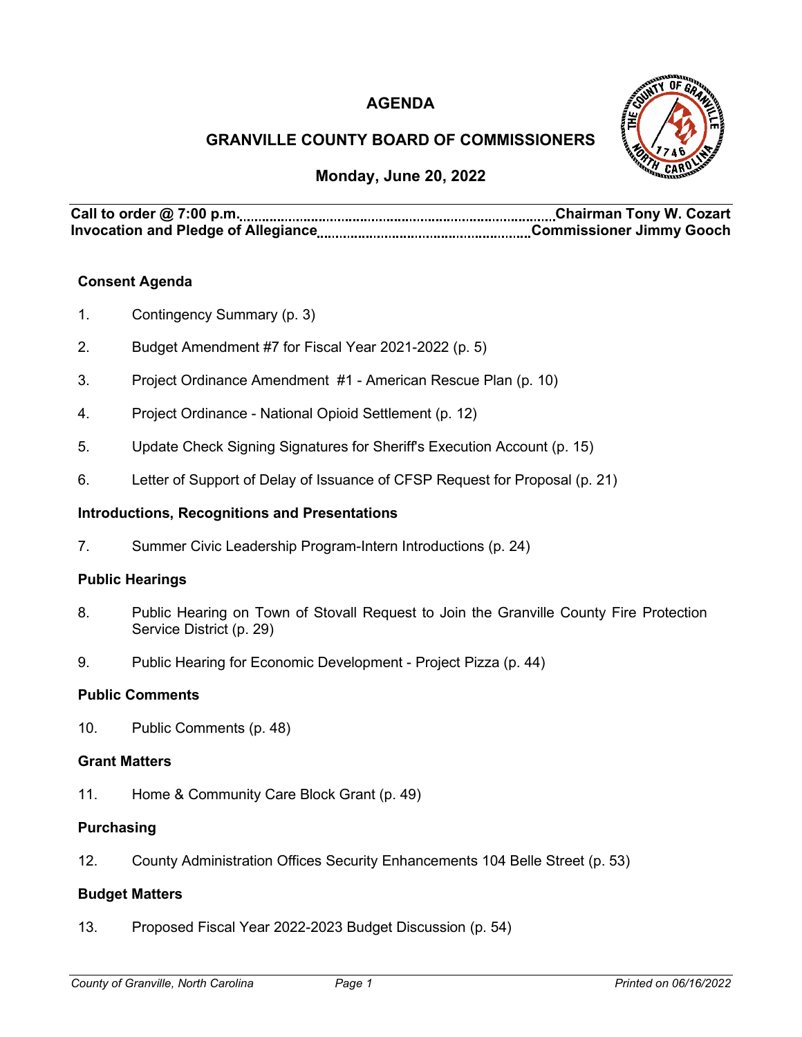# AGENDA

## GRANVILLE COUNTY BOARD OF COMMISSIONERS

### Monday, June 20, 2022

**Call to order @ 7:00 p.m.** .................................................. **Chairman Tony W. Cozart**
**Invocation and Pledge of Allegiance** .................................................. **Commissioner Jimmy Gooch**

**Consent Agenda**

1. Contingency Summary (p. 3)
2. Budget Amendment #7 for Fiscal Year 2021-2022 (p. 5)
3. Project Ordinance Amendment #1 - American Rescue Plan (p. 10)
4. Project Ordinance - National Opioid Settlement (p. 12)
5. Update Check Signing Signatures for Sheriff's Execution Account (p. 15)
6. Letter of Support of Delay of Issuance of CFSP Request for Proposal (p. 21)

**Introductions, Recognitions and Presentations**

7. Summer Civic Leadership Program-Intern Introductions (p. 24)

**Public Hearings**

8. Public Hearing on Town of Stovall Request to Join the Granville County Fire Protection Service District (p. 29)
9. Public Hearing for Economic Development - Project Pizza (p. 44)

**Public Comments**

10. Public Comments (p. 48)

**Grant Matters**

11. Home & Community Care Block Grant (p. 49)

**Purchasing**

12. County Administration Offices Security Enhancements 104 Belle Street (p. 53)

**Budget Matters**

13. Proposed Fiscal Year 2022-2023 Budget Discussion (p. 54)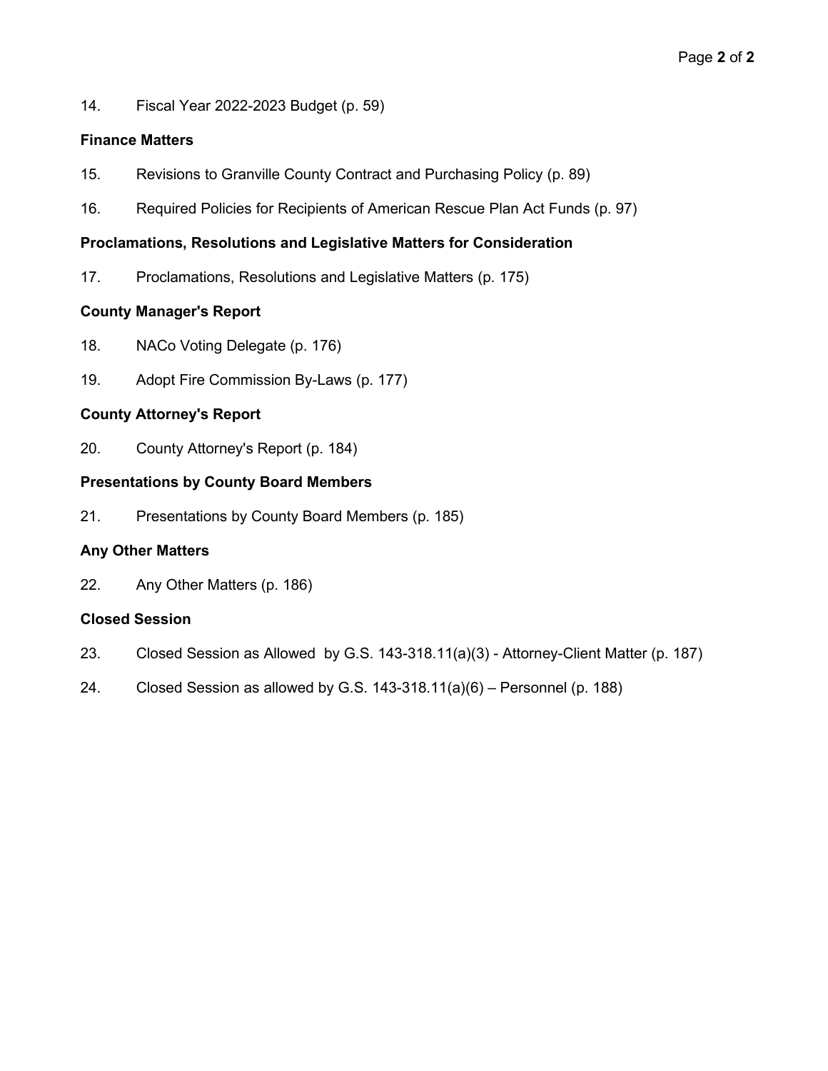14. Fiscal Year 2022-2023 Budget (p. 59)

**Finance Matters**

15. Revisions to Granville County Contract and Purchasing Policy (p. 89)

16. Required Policies for Recipients of American Rescue Plan Act Funds (p. 97)

**Proclamations, Resolutions and Legislative Matters for Consideration**

17. Proclamations, Resolutions and Legislative Matters (p. 175)

**County Manager's Report**

18. NACo Voting Delegate (p. 176)

19. Adopt Fire Commission By-Laws (p. 177)

**County Attorney's Report**

20. County Attorney's Report (p. 184)

**Presentations by County Board Members**

21. Presentations by County Board Members (p. 185)

**Any Other Matters**

22. Any Other Matters (p. 186)

**Closed Session**

23. Closed Session as Allowed by G.S. 143-318.11(a)(3) - Attorney-Client Matter (p. 187)

24. Closed Session as allowed by G.S. 143-318.11(a)(6) – Personnel (p. 188)